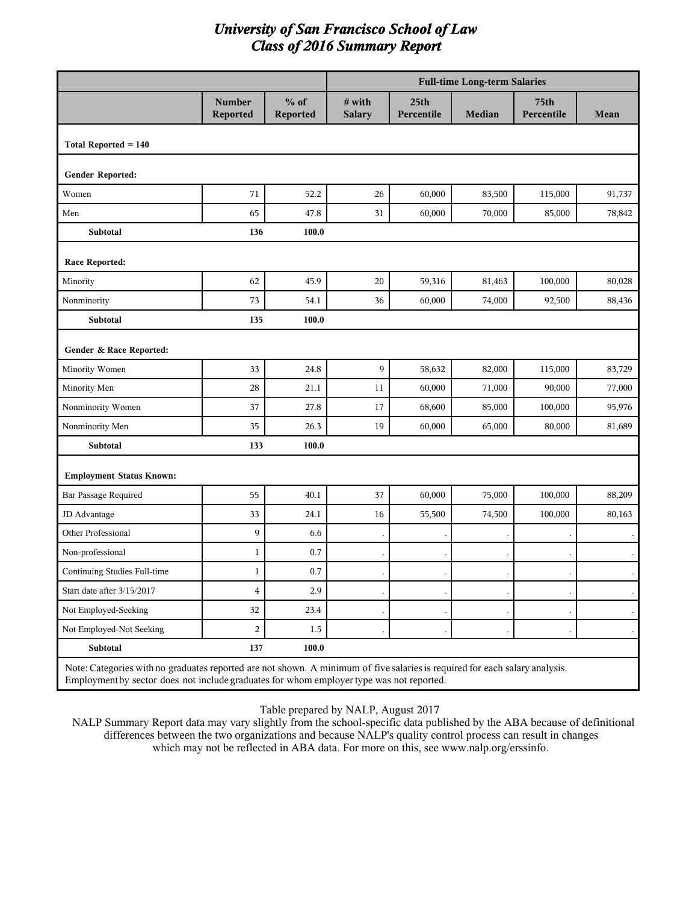# University of San Francisco School of Law
## Class of 2016 Summary Report

| | Number Reported | % of Reported | Full-time Long-term Salaries | | | | |
|---|---|---|---|---|---|---|---|
| | | | # with Salary | 25th Percentile | Median | 75th Percentile | Mean |
| **Total Reported = 140** | | | | | | | |
| **Gender Reported:** | | | | | | | |
| Women | 71 | 52.2 | 26 | 60,000 | 83,500 | 115,000 | 91,737 |
| Men | 65 | 47.8 | 31 | 60,000 | 70,000 | 85,000 | 78,842 |
| **Subtotal** | **136** | **100.0** | | | | | |
| **Race Reported:** | | | | | | | |
| Minority | 62 | 45.9 | 20 | 59,316 | 81,463 | 100,000 | 80,028 |
| Nonminority | 73 | 54.1 | 36 | 60,000 | 74,000 | 92,500 | 88,436 |
| **Subtotal** | **135** | **100.0** | | | | | |
| **Gender & Race Reported:** | | | | | | | |
| Minority Women | 33 | 24.8 | 9 | 58,632 | 82,000 | 115,000 | 83,729 |
| Minority Men | 28 | 21.1 | 11 | 60,000 | 71,000 | 90,000 | 77,000 |
| Nonminority Women | 37 | 27.8 | 17 | 68,600 | 85,000 | 100,000 | 95,976 |
| Nonminority Men | 35 | 26.3 | 19 | 60,000 | 65,000 | 80,000 | 81,689 |
| **Subtotal** | **133** | **100.0** | | | | | |
| **Employment Status Known:** | | | | | | | |
| Bar Passage Required | 55 | 40.1 | 37 | 60,000 | 75,000 | 100,000 | 88,209 |
| JD Advantage | 33 | 24.1 | 16 | 55,500 | 74,500 | 100,000 | 80,163 |
| Other Professional | 9 | 6.6 | . | . | . | . | . |
| Non-professional | 1 | 0.7 | . | . | . | . | . |
| Continuing Studies Full-time | 1 | 0.7 | . | . | . | . | . |
| Start date after 3/15/2017 | 4 | 2.9 | . | . | . | . | . |
| Not Employed-Seeking | 32 | 23.4 | . | . | . | . | . |
| Not Employed-Not Seeking | 2 | 1.5 | . | . | . | . | . |
| **Subtotal** | **137** | **100.0** | | | | | |

Note: Categories with no graduates reported are not shown. A minimum of five salaries is required for each salary analysis. Employment by sector does not include graduates for whom employer type was not reported.

Table prepared by NALP, August 2017

NALP Summary Report data may vary slightly from the school-specific data published by the ABA because of definitional differences between the two organizations and because NALP's quality control process can result in changes which may not be reflected in ABA data. For more on this, see www.nalp.org/erssinfo.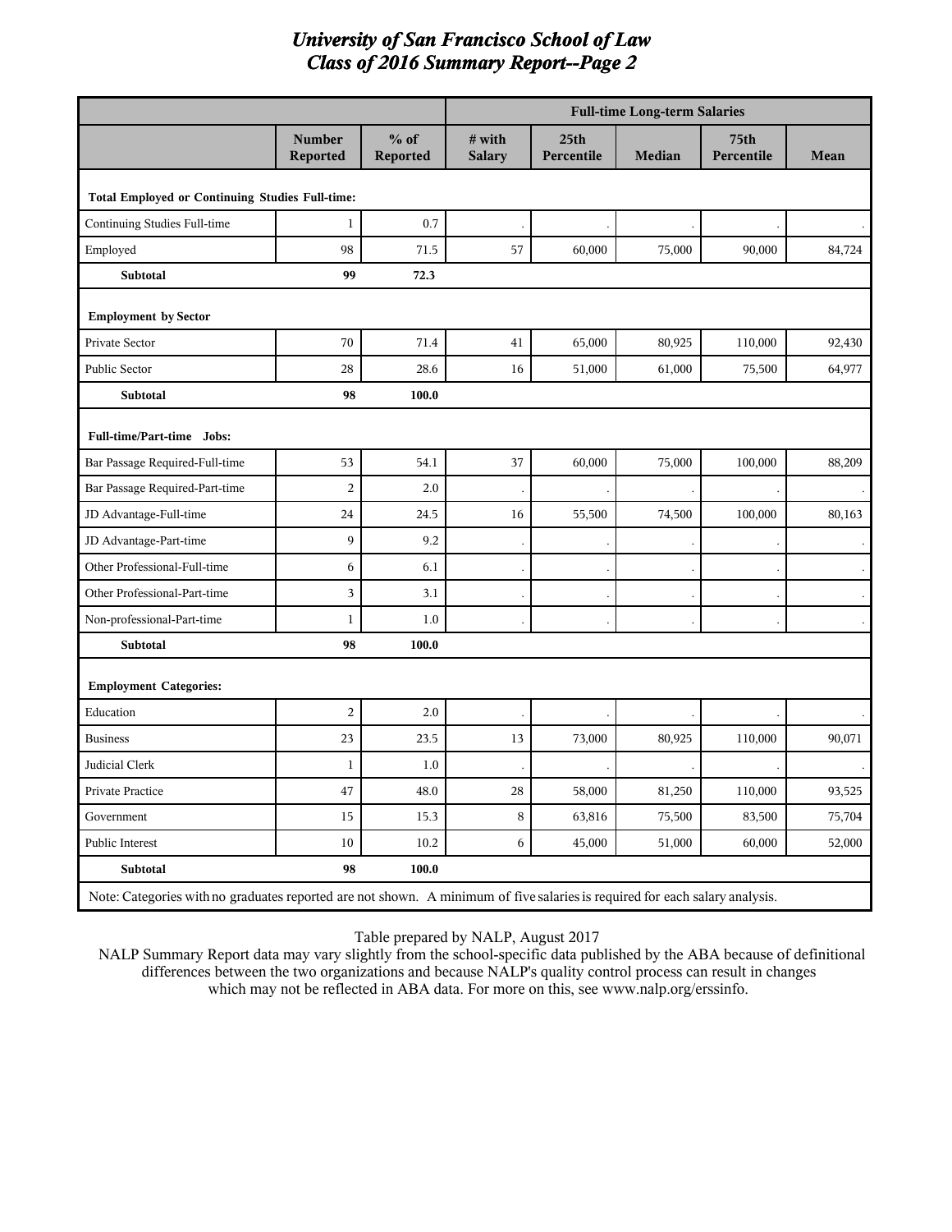# University of San Francisco School of Law
## Class of 2016 Summary Report--Page 2

| | Number Reported | % of Reported | Full-time Long-term Salaries: # with Salary | 25th Percentile | Median | 75th Percentile | Mean |
|---|---|---|---|---|---|---|---|
| **Total Employed or Continuing Studies Full-time:** | | | | | | | |
| Continuing Studies Full-time | 1 | 0.7 | . | . | . | . | . |
| Employed | 98 | 71.5 | 57 | 60,000 | 75,000 | 90,000 | 84,724 |
| **Subtotal** | **99** | **72.3** | | | | | |
| **Employment by Sector** | | | | | | | |
| Private Sector | 70 | 71.4 | 41 | 65,000 | 80,925 | 110,000 | 92,430 |
| Public Sector | 28 | 28.6 | 16 | 51,000 | 61,000 | 75,500 | 64,977 |
| **Subtotal** | **98** | **100.0** | | | | | |
| **Full-time/Part-time Jobs:** | | | | | | | |
| Bar Passage Required-Full-time | 53 | 54.1 | 37 | 60,000 | 75,000 | 100,000 | 88,209 |
| Bar Passage Required-Part-time | 2 | 2.0 | . | . | . | . | . |
| JD Advantage-Full-time | 24 | 24.5 | 16 | 55,500 | 74,500 | 100,000 | 80,163 |
| JD Advantage-Part-time | 9 | 9.2 | . | . | . | . | . |
| Other Professional-Full-time | 6 | 6.1 | . | . | . | . | . |
| Other Professional-Part-time | 3 | 3.1 | . | . | . | . | . |
| Non-professional-Part-time | 1 | 1.0 | . | . | . | . | . |
| **Subtotal** | **98** | **100.0** | | | | | |
| **Employment Categories:** | | | | | | | |
| Education | 2 | 2.0 | . | . | . | . | . |
| Business | 23 | 23.5 | 13 | 73,000 | 80,925 | 110,000 | 90,071 |
| Judicial Clerk | 1 | 1.0 | . | . | . | . | . |
| Private Practice | 47 | 48.0 | 28 | 58,000 | 81,250 | 110,000 | 93,525 |
| Government | 15 | 15.3 | 8 | 63,816 | 75,500 | 83,500 | 75,704 |
| Public Interest | 10 | 10.2 | 6 | 45,000 | 51,000 | 60,000 | 52,000 |
| **Subtotal** | **98** | **100.0** | | | | | |

Note: Categories with no graduates reported are not shown. A minimum of five salaries is required for each salary analysis.

Table prepared by NALP, August 2017

NALP Summary Report data may vary slightly from the school-specific data published by the ABA because of definitional differences between the two organizations and because NALP's quality control process can result in changes which may not be reflected in ABA data. For more on this, see www.nalp.org/erssinfo.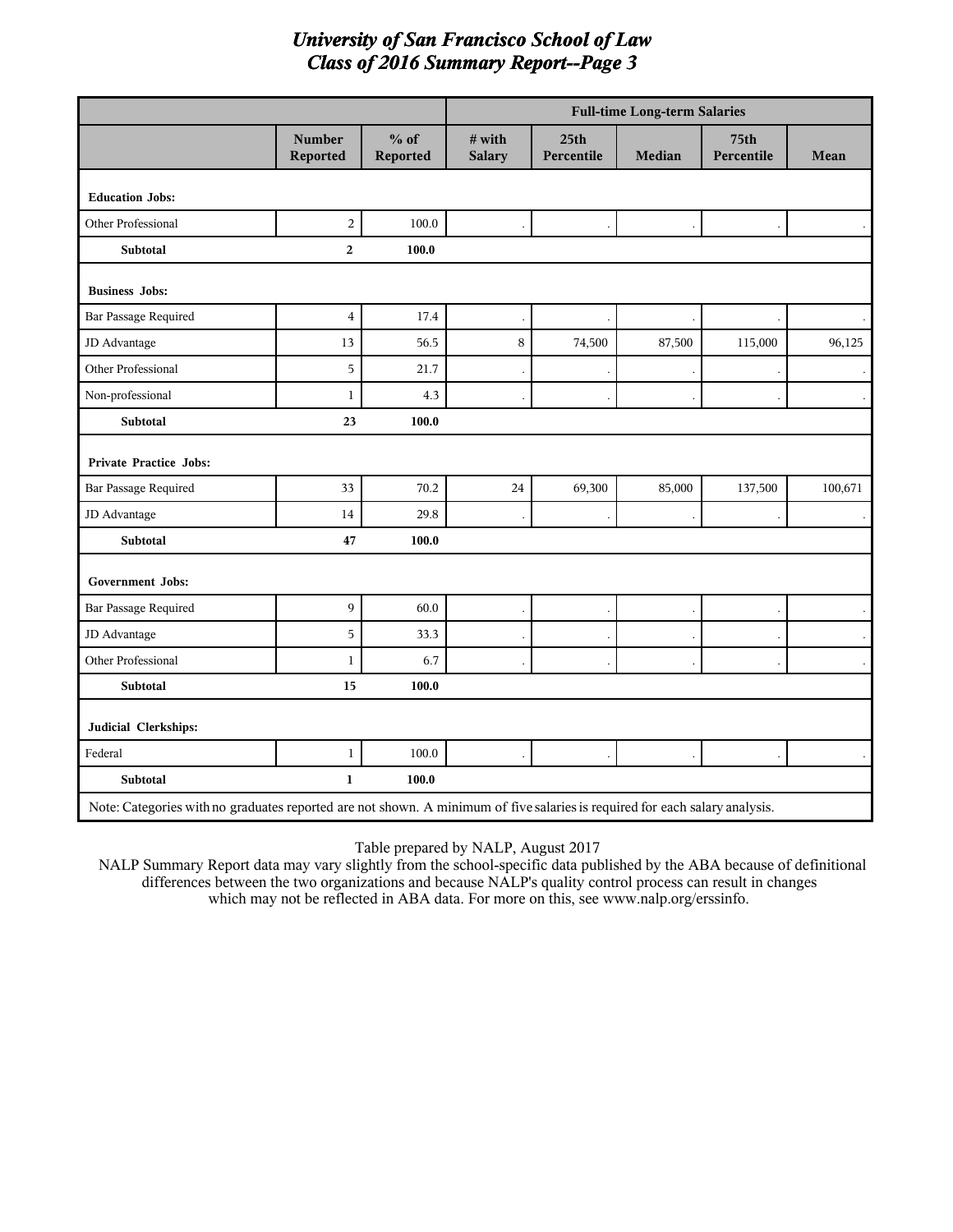# University of San Francisco School of Law
## Class of 2016 Summary Report--Page 3

| | | | Full-time Long-term Salaries | | | | |
|---|---|---|---|---|---|---|---|
| | Number Reported | % of Reported | # with Salary | 25th Percentile | Median | 75th Percentile | Mean |
| **Education Jobs:** | | | | | | | |
| Other Professional | 2 | 100.0 | . | . | . | . | . |
| **Subtotal** | **2** | **100.0** | | | | | |
| **Business Jobs:** | | | | | | | |
| Bar Passage Required | 4 | 17.4 | . | . | . | . | . |
| JD Advantage | 13 | 56.5 | 8 | 74,500 | 87,500 | 115,000 | 96,125 |
| Other Professional | 5 | 21.7 | . | . | . | . | . |
| Non-professional | 1 | 4.3 | . | . | . | . | . |
| **Subtotal** | **23** | **100.0** | | | | | |
| **Private Practice Jobs:** | | | | | | | |
| Bar Passage Required | 33 | 70.2 | 24 | 69,300 | 85,000 | 137,500 | 100,671 |
| JD Advantage | 14 | 29.8 | . | . | . | . | . |
| **Subtotal** | **47** | **100.0** | | | | | |
| **Government Jobs:** | | | | | | | |
| Bar Passage Required | 9 | 60.0 | . | . | . | . | . |
| JD Advantage | 5 | 33.3 | . | . | . | . | . |
| Other Professional | 1 | 6.7 | . | . | . | . | . |
| **Subtotal** | **15** | **100.0** | | | | | |
| **Judicial Clerkships:** | | | | | | | |
| Federal | 1 | 100.0 | . | . | . | . | . |
| **Subtotal** | **1** | **100.0** | | | | | |

Note: Categories with no graduates reported are not shown. A minimum of five salaries is required for each salary analysis.

Table prepared by NALP, August 2017

NALP Summary Report data may vary slightly from the school-specific data published by the ABA because of definitional differences between the two organizations and because NALP's quality control process can result in changes which may not be reflected in ABA data. For more on this, see www.nalp.org/erssinfo.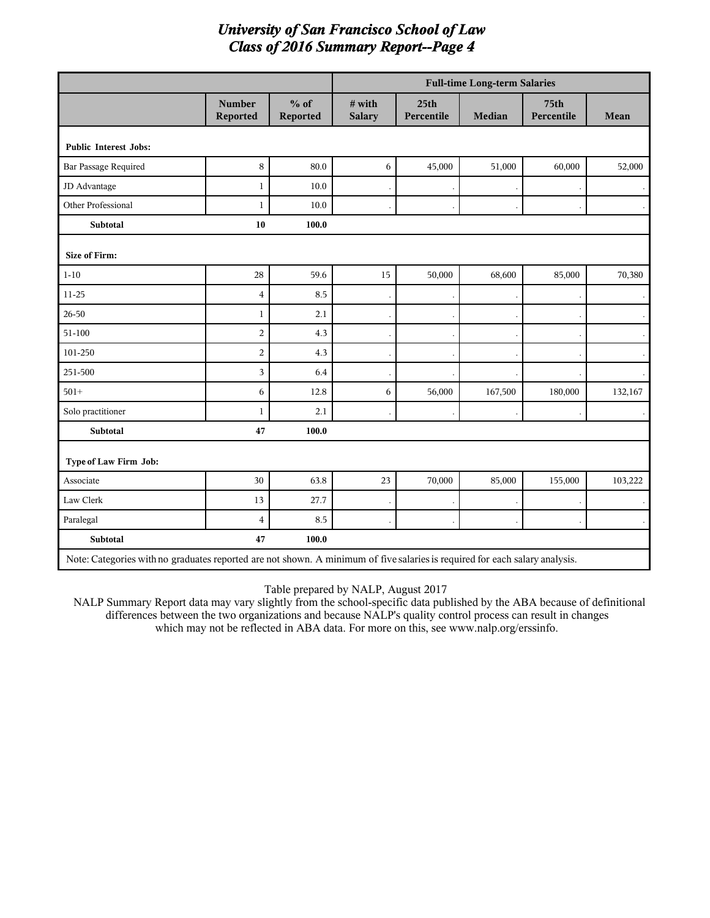# University of San Francisco School of Law
# Class of 2016 Summary Report--Page 4

| | | | Full-time Long-term Salaries | | | | |
|---|---|---|---|---|---|---|---|
| | Number Reported | % of Reported | # with Salary | 25th Percentile | Median | 75th Percentile | Mean |
| **Public Interest Jobs:** | | | | | | | |
| Bar Passage Required | 8 | 80.0 | 6 | 45,000 | 51,000 | 60,000 | 52,000 |
| JD Advantage | 1 | 10.0 | . | . | . | . | . |
| Other Professional | 1 | 10.0 | . | . | . | . | . |
| **Subtotal** | **10** | **100.0** | | | | | |
| **Size of Firm:** | | | | | | | |
| 1-10 | 28 | 59.6 | 15 | 50,000 | 68,600 | 85,000 | 70,380 |
| 11-25 | 4 | 8.5 | . | . | . | . | . |
| 26-50 | 1 | 2.1 | . | . | . | . | . |
| 51-100 | 2 | 4.3 | . | . | . | . | . |
| 101-250 | 2 | 4.3 | . | . | . | . | . |
| 251-500 | 3 | 6.4 | . | . | . | . | . |
| 501+ | 6 | 12.8 | 6 | 56,000 | 167,500 | 180,000 | 132,167 |
| Solo practitioner | 1 | 2.1 | . | . | . | . | . |
| **Subtotal** | **47** | **100.0** | | | | | |
| **Type of Law Firm Job:** | | | | | | | |
| Associate | 30 | 63.8 | 23 | 70,000 | 85,000 | 155,000 | 103,222 |
| Law Clerk | 13 | 27.7 | . | . | . | . | . |
| Paralegal | 4 | 8.5 | . | . | . | . | . |
| **Subtotal** | **47** | **100.0** | | | | | |

Note: Categories with no graduates reported are not shown. A minimum of five salaries is required for each salary analysis.

Table prepared by NALP, August 2017

NALP Summary Report data may vary slightly from the school-specific data published by the ABA because of definitional differences between the two organizations and because NALP's quality control process can result in changes which may not be reflected in ABA data. For more on this, see www.nalp.org/erssinfo.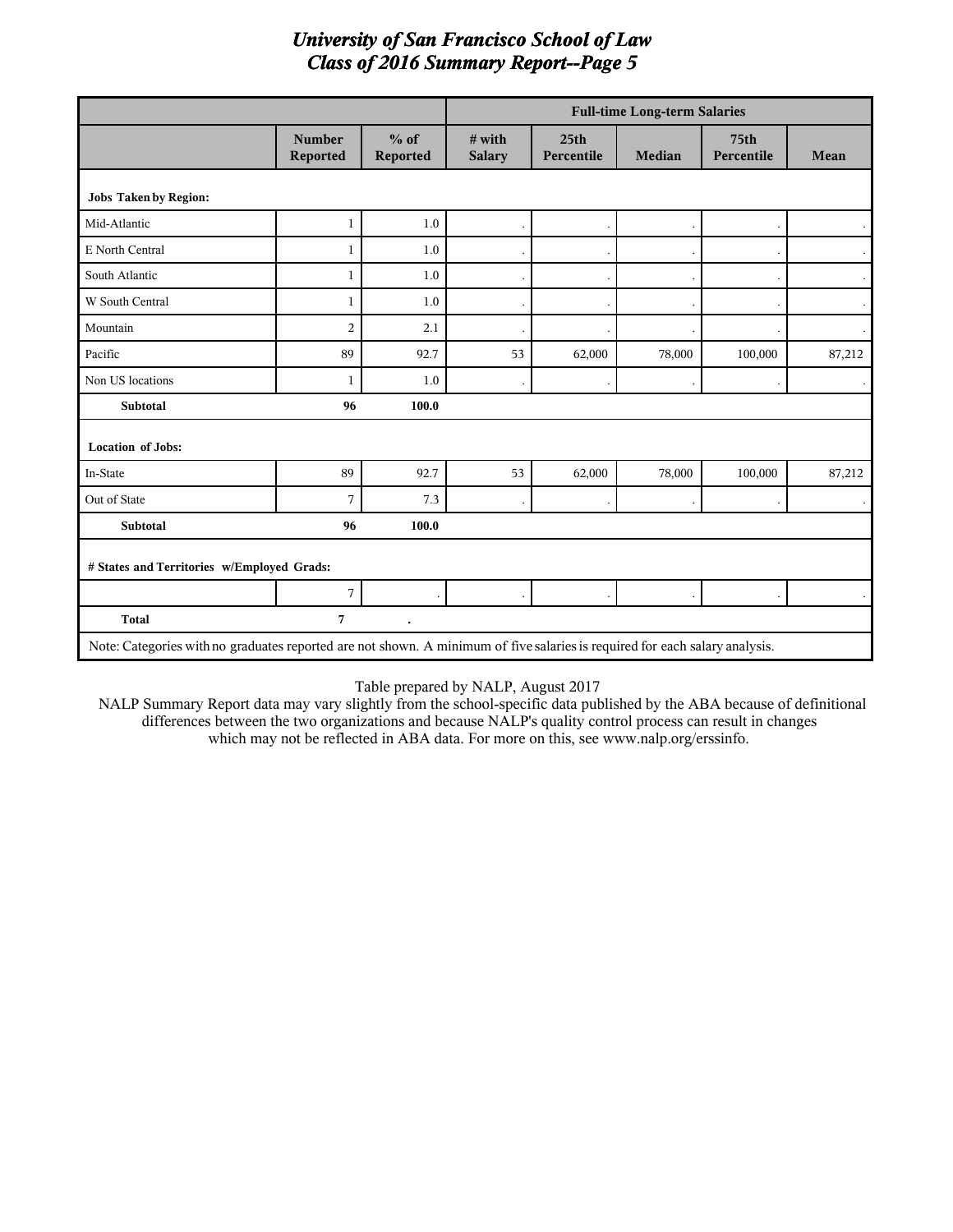# University of San Francisco School of Law
## Class of 2016 Summary Report--Page 5

| | | | Full-time Long-term Salaries | | | | |
|---|---|---|---|---|---|---|---|
| | Number Reported | % of Reported | # with Salary | 25th Percentile | Median | 75th Percentile | Mean |
| **Jobs Taken by Region:** | | | | | | | |
| Mid-Atlantic | 1 | 1.0 | . | . | . | . | . |
| E North Central | 1 | 1.0 | . | . | . | . | . |
| South Atlantic | 1 | 1.0 | . | . | . | . | . |
| W South Central | 1 | 1.0 | . | . | . | . | . |
| Mountain | 2 | 2.1 | . | . | . | . | . |
| Pacific | 89 | 92.7 | 53 | 62,000 | 78,000 | 100,000 | 87,212 |
| Non US locations | 1 | 1.0 | . | . | . | . | . |
| **Subtotal** | **96** | **100.0** | | | | | |
| **Location of Jobs:** | | | | | | | |
| In-State | 89 | 92.7 | 53 | 62,000 | 78,000 | 100,000 | 87,212 |
| Out of State | 7 | 7.3 | . | . | . | . | . |
| **Subtotal** | **96** | **100.0** | | | | | |
| **# States and Territories w/Employed Grads:** | | | | | | | |
| | 7 | . | . | . | . | . | . |
| **Total** | **7** | **.** | | | | | |

Note: Categories with no graduates reported are not shown. A minimum of five salaries is required for each salary analysis.

Table prepared by NALP, August 2017

NALP Summary Report data may vary slightly from the school-specific data published by the ABA because of definitional differences between the two organizations and because NALP's quality control process can result in changes which may not be reflected in ABA data. For more on this, see www.nalp.org/erssinfo.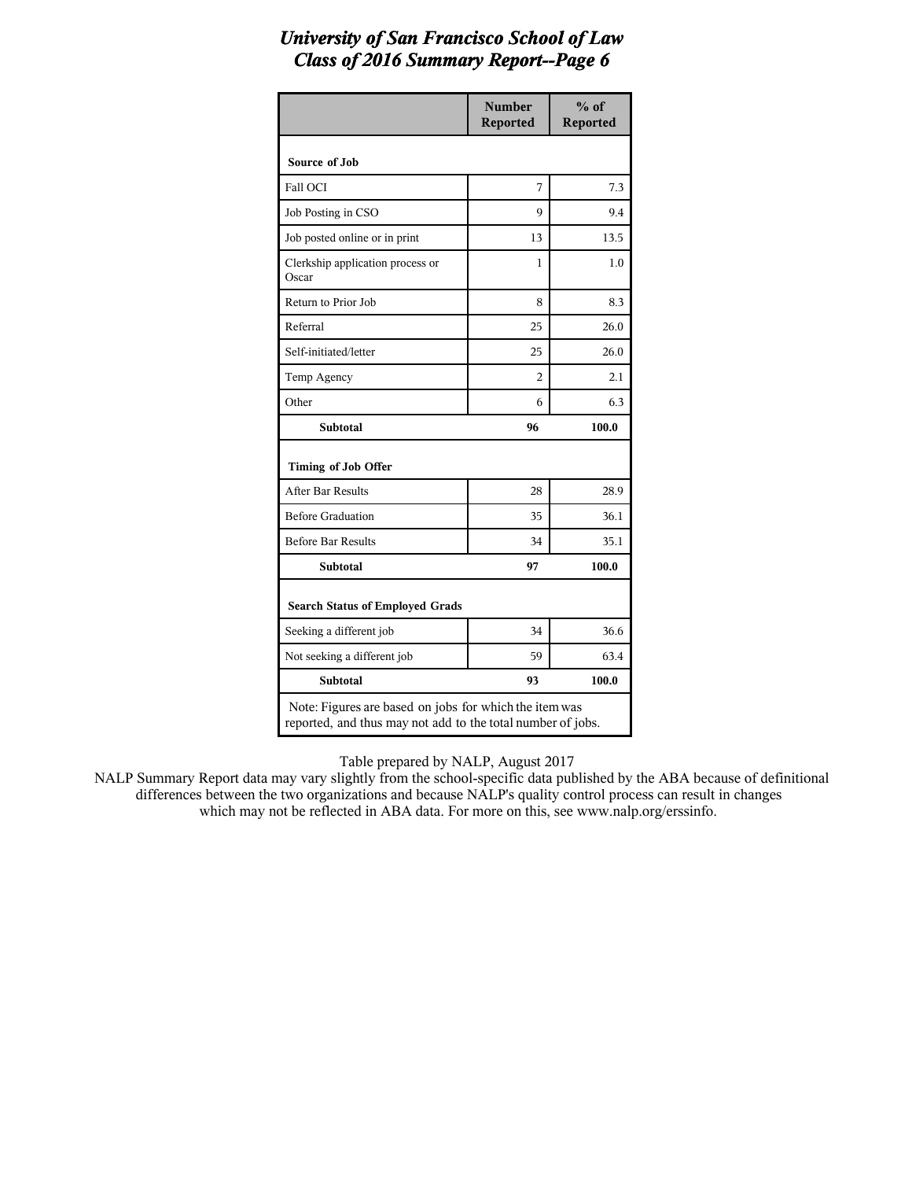# University of San Francisco School of Law
## Class of 2016 Summary Report--Page 6

| | Number Reported | % of Reported |
|---|---|---|
| **Source of Job** | | |
| Fall OCI | 7 | 7.3 |
| Job Posting in CSO | 9 | 9.4 |
| Job posted online or in print | 13 | 13.5 |
| Clerkship application process or Oscar | 1 | 1.0 |
| Return to Prior Job | 8 | 8.3 |
| Referral | 25 | 26.0 |
| Self-initiated/letter | 25 | 26.0 |
| Temp Agency | 2 | 2.1 |
| Other | 6 | 6.3 |
| **Subtotal** | **96** | **100.0** |
| **Timing of Job Offer** | | |
| After Bar Results | 28 | 28.9 |
| Before Graduation | 35 | 36.1 |
| Before Bar Results | 34 | 35.1 |
| **Subtotal** | **97** | **100.0** |
| **Search Status of Employed Grads** | | |
| Seeking a different job | 34 | 36.6 |
| Not seeking a different job | 59 | 63.4 |
| **Subtotal** | **93** | **100.0** |
| Note: Figures are based on jobs for which the item was reported, and thus may not add to the total number of jobs. | | |

Table prepared by NALP, August 2017

NALP Summary Report data may vary slightly from the school-specific data published by the ABA because of definitional differences between the two organizations and because NALP's quality control process can result in changes which may not be reflected in ABA data. For more on this, see www.nalp.org/erssinfo.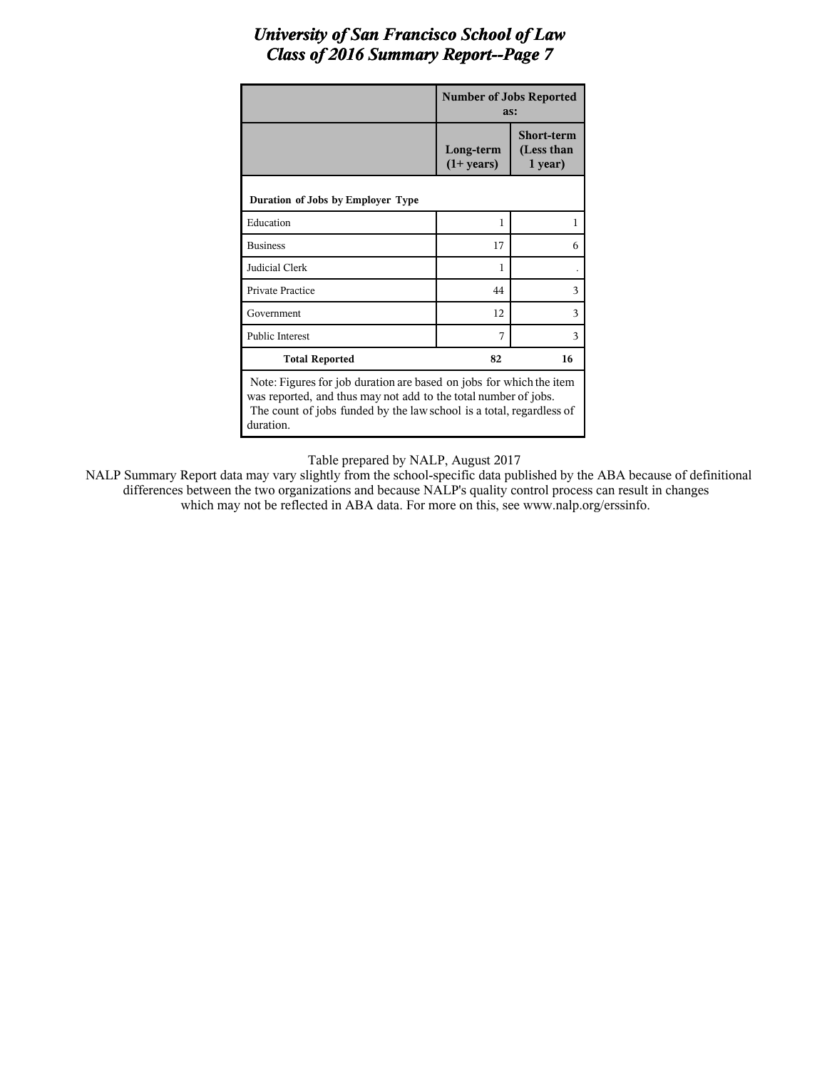# *University of San Francisco School of Law*
## *Class of 2016 Summary Report--Page 7*

| | Number of Jobs Reported as: | |
|---|---|---|
| | **Long-term (1+ years)** | **Short-term (Less than 1 year)** |
| **Duration of Jobs by Employer Type** | | |
| Education | 1 | 1 |
| Business | 17 | 6 |
| Judicial Clerk | 1 | . |
| Private Practice | 44 | 3 |
| Government | 12 | 3 |
| Public Interest | 7 | 3 |
| **Total Reported** | **82** | **16** |

Note: Figures for job duration are based on jobs for which the item was reported, and thus may not add to the total number of jobs. The count of jobs funded by the law school is a total, regardless of duration.

Table prepared by NALP, August 2017

NALP Summary Report data may vary slightly from the school-specific data published by the ABA because of definitional differences between the two organizations and because NALP's quality control process can result in changes which may not be reflected in ABA data. For more on this, see www.nalp.org/erssinfo.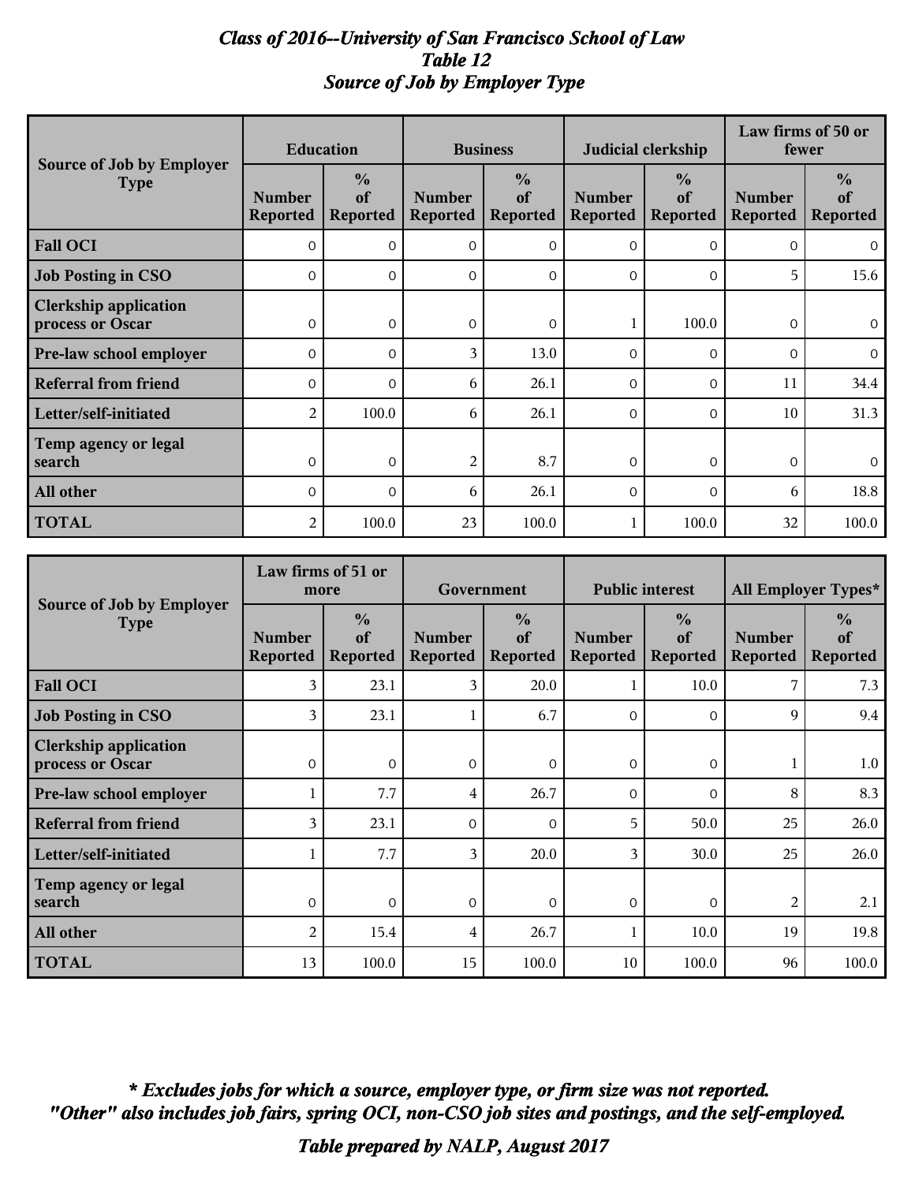*Class of 2016--University of San Francisco School of Law*
*Table 12*
*Source of Job by Employer Type*

| Source of Job by Employer Type | Education | | Business | | Judicial clerkship | | Law firms of 50 or fewer | |
|---|---|---|---|---|---|---|---|---|
| | Number Reported | % of Reported | Number Reported | % of Reported | Number Reported | % of Reported | Number Reported | % of Reported |
| **Fall OCI** | 0 | 0 | 0 | 0 | 0 | 0 | 0 | 0 |
| **Job Posting in CSO** | 0 | 0 | 0 | 0 | 0 | 0 | 5 | 15.6 |
| **Clerkship application process or Oscar** | 0 | 0 | 0 | 0 | 1 | 100.0 | 0 | 0 |
| **Pre-law school employer** | 0 | 0 | 3 | 13.0 | 0 | 0 | 0 | 0 |
| **Referral from friend** | 0 | 0 | 6 | 26.1 | 0 | 0 | 11 | 34.4 |
| **Letter/self-initiated** | 2 | 100.0 | 6 | 26.1 | 0 | 0 | 10 | 31.3 |
| **Temp agency or legal search** | 0 | 0 | 2 | 8.7 | 0 | 0 | 0 | 0 |
| **All other** | 0 | 0 | 6 | 26.1 | 0 | 0 | 6 | 18.8 |
| **TOTAL** | 2 | 100.0 | 23 | 100.0 | 1 | 100.0 | 32 | 100.0 |

| Source of Job by Employer Type | Law firms of 51 or more | | Government | | Public interest | | All Employer Types* | |
|---|---|---|---|---|---|---|---|---|
| | Number Reported | % of Reported | Number Reported | % of Reported | Number Reported | % of Reported | Number Reported | % of Reported |
| **Fall OCI** | 3 | 23.1 | 3 | 20.0 | 1 | 10.0 | 7 | 7.3 |
| **Job Posting in CSO** | 3 | 23.1 | 1 | 6.7 | 0 | 0 | 9 | 9.4 |
| **Clerkship application process or Oscar** | 0 | 0 | 0 | 0 | 0 | 0 | 1 | 1.0 |
| **Pre-law school employer** | 1 | 7.7 | 4 | 26.7 | 0 | 0 | 8 | 8.3 |
| **Referral from friend** | 3 | 23.1 | 0 | 0 | 5 | 50.0 | 25 | 26.0 |
| **Letter/self-initiated** | 1 | 7.7 | 3 | 20.0 | 3 | 30.0 | 25 | 26.0 |
| **Temp agency or legal search** | 0 | 0 | 0 | 0 | 0 | 0 | 2 | 2.1 |
| **All other** | 2 | 15.4 | 4 | 26.7 | 1 | 10.0 | 19 | 19.8 |
| **TOTAL** | 13 | 100.0 | 15 | 100.0 | 10 | 100.0 | 96 | 100.0 |

***\* Excludes jobs for which a source, employer type, or firm size was not reported.***
***"Other" also includes job fairs, spring OCI, non-CSO job sites and postings, and the self-employed.***

***Table prepared by NALP, August 2017***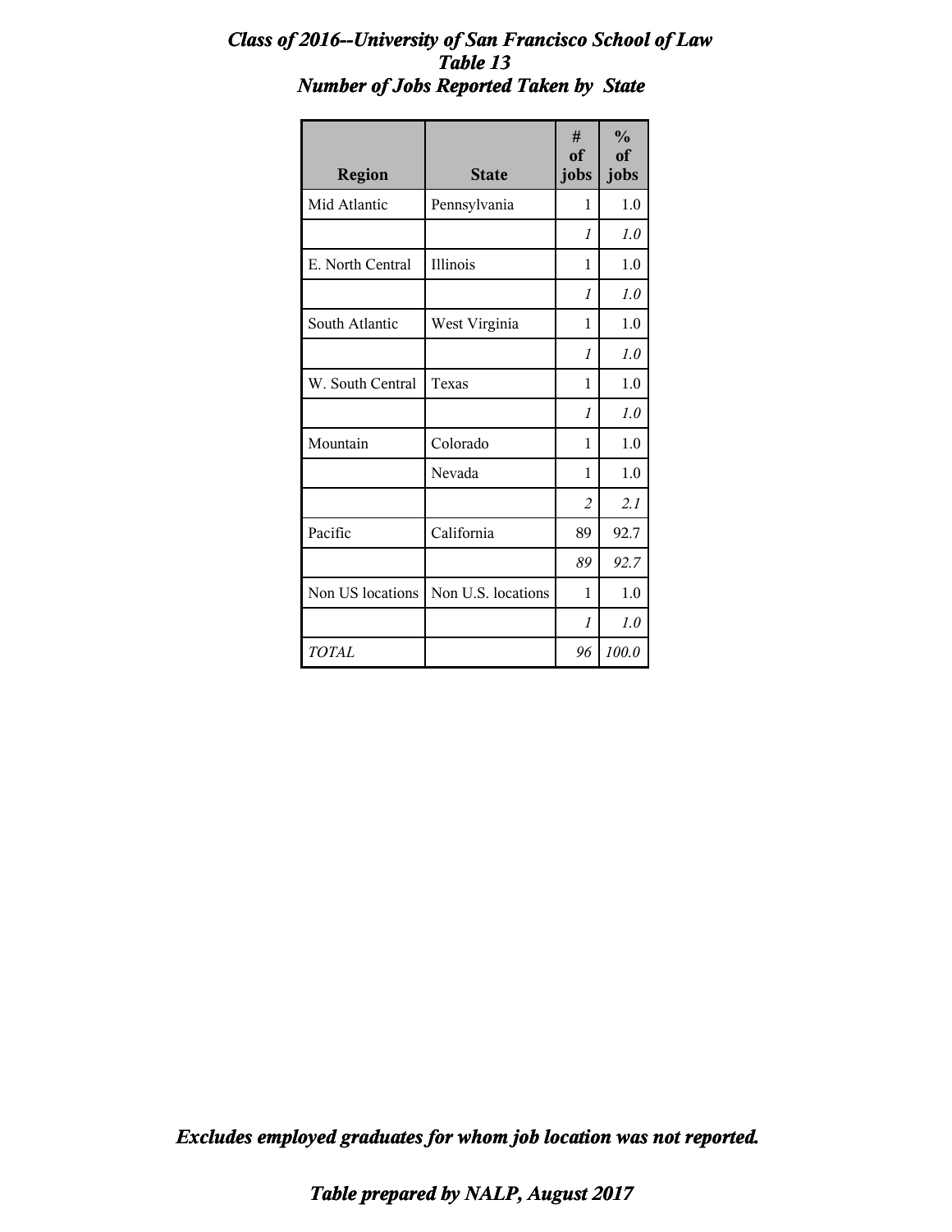# *Class of 2016--University of San Francisco School of Law*
## *Table 13*
## *Number of Jobs Reported Taken by State*

| Region | State | # of jobs | % of jobs |
|---|---|---|---|
| Mid Atlantic | Pennsylvania | 1 | 1.0 |
| | | *1* | *1.0* |
| E. North Central | Illinois | 1 | 1.0 |
| | | *1* | *1.0* |
| South Atlantic | West Virginia | 1 | 1.0 |
| | | *1* | *1.0* |
| W. South Central | Texas | 1 | 1.0 |
| | | *1* | *1.0* |
| Mountain | Colorado | 1 | 1.0 |
| | Nevada | 1 | 1.0 |
| | | *2* | *2.1* |
| Pacific | California | 89 | 92.7 |
| | | *89* | *92.7* |
| Non US locations | Non U.S. locations | 1 | 1.0 |
| | | *1* | *1.0* |
| *TOTAL* | | *96* | *100.0* |

***Excludes employed graduates for whom job location was not reported.***

***Table prepared by NALP, August 2017***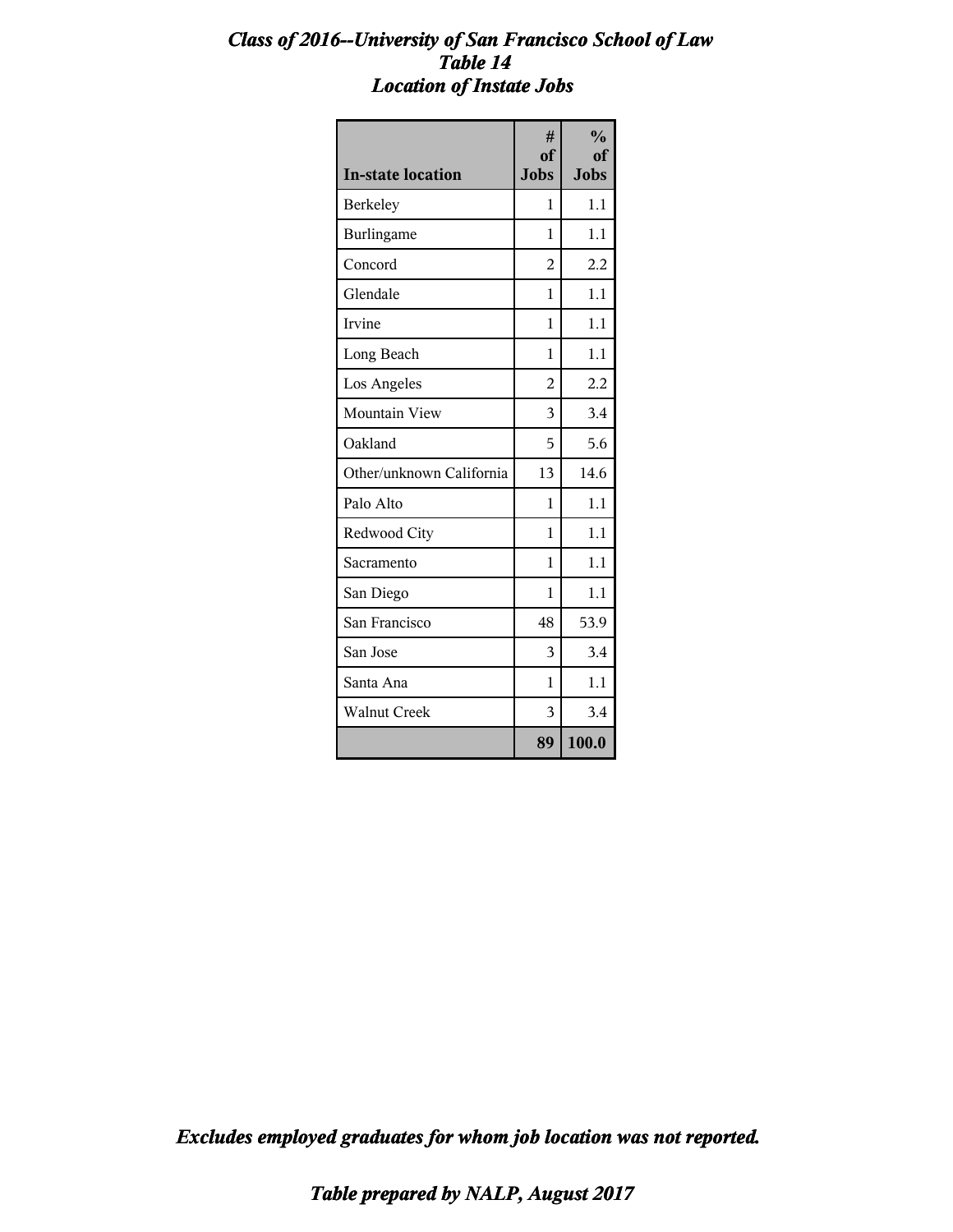***Class of 2016--University of San Francisco School of Law***
***Table 14***
***Location of Instate Jobs***

| In-state location | # of Jobs | % of Jobs |
|---|---|---|
| Berkeley | 1 | 1.1 |
| Burlingame | 1 | 1.1 |
| Concord | 2 | 2.2 |
| Glendale | 1 | 1.1 |
| Irvine | 1 | 1.1 |
| Long Beach | 1 | 1.1 |
| Los Angeles | 2 | 2.2 |
| Mountain View | 3 | 3.4 |
| Oakland | 5 | 5.6 |
| Other/unknown California | 13 | 14.6 |
| Palo Alto | 1 | 1.1 |
| Redwood City | 1 | 1.1 |
| Sacramento | 1 | 1.1 |
| San Diego | 1 | 1.1 |
| San Francisco | 48 | 53.9 |
| San Jose | 3 | 3.4 |
| Santa Ana | 1 | 1.1 |
| Walnut Creek | 3 | 3.4 |
| | **89** | **100.0** |

***Excludes employed graduates for whom job location was not reported.***

***Table prepared by NALP, August 2017***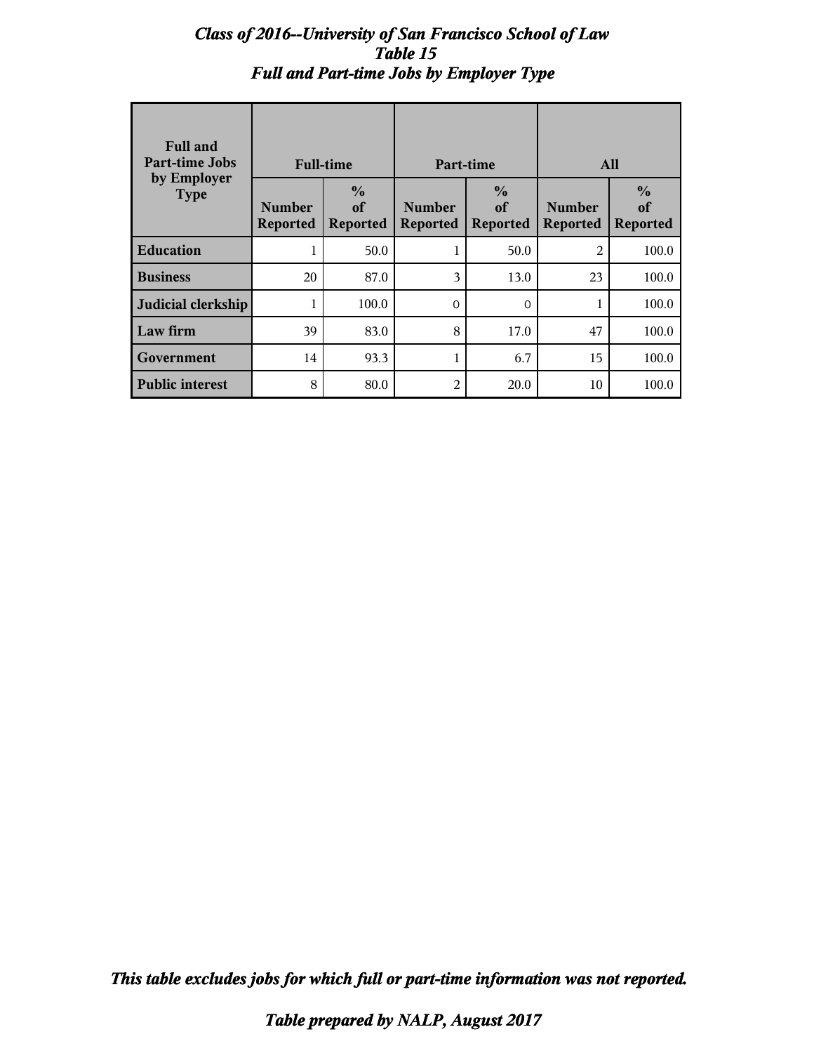***Class of 2016--University of San Francisco School of Law***
***Table 15***
***Full and Part-time Jobs by Employer Type***

| Full and Part-time Jobs by Employer Type | Full-time | | Part-time | | All | |
|---|---|---|---|---|---|---|
| | Number Reported | % of Reported | Number Reported | % of Reported | Number Reported | % of Reported |
| **Education** | 1 | 50.0 | 1 | 50.0 | 2 | 100.0 |
| **Business** | 20 | 87.0 | 3 | 13.0 | 23 | 100.0 |
| **Judicial clerkship** | 1 | 100.0 | 0 | 0 | 1 | 100.0 |
| **Law firm** | 39 | 83.0 | 8 | 17.0 | 47 | 100.0 |
| **Government** | 14 | 93.3 | 1 | 6.7 | 15 | 100.0 |
| **Public interest** | 8 | 80.0 | 2 | 20.0 | 10 | 100.0 |

***This table excludes jobs for which full or part-time information was not reported.***

***Table prepared by NALP, August 2017***